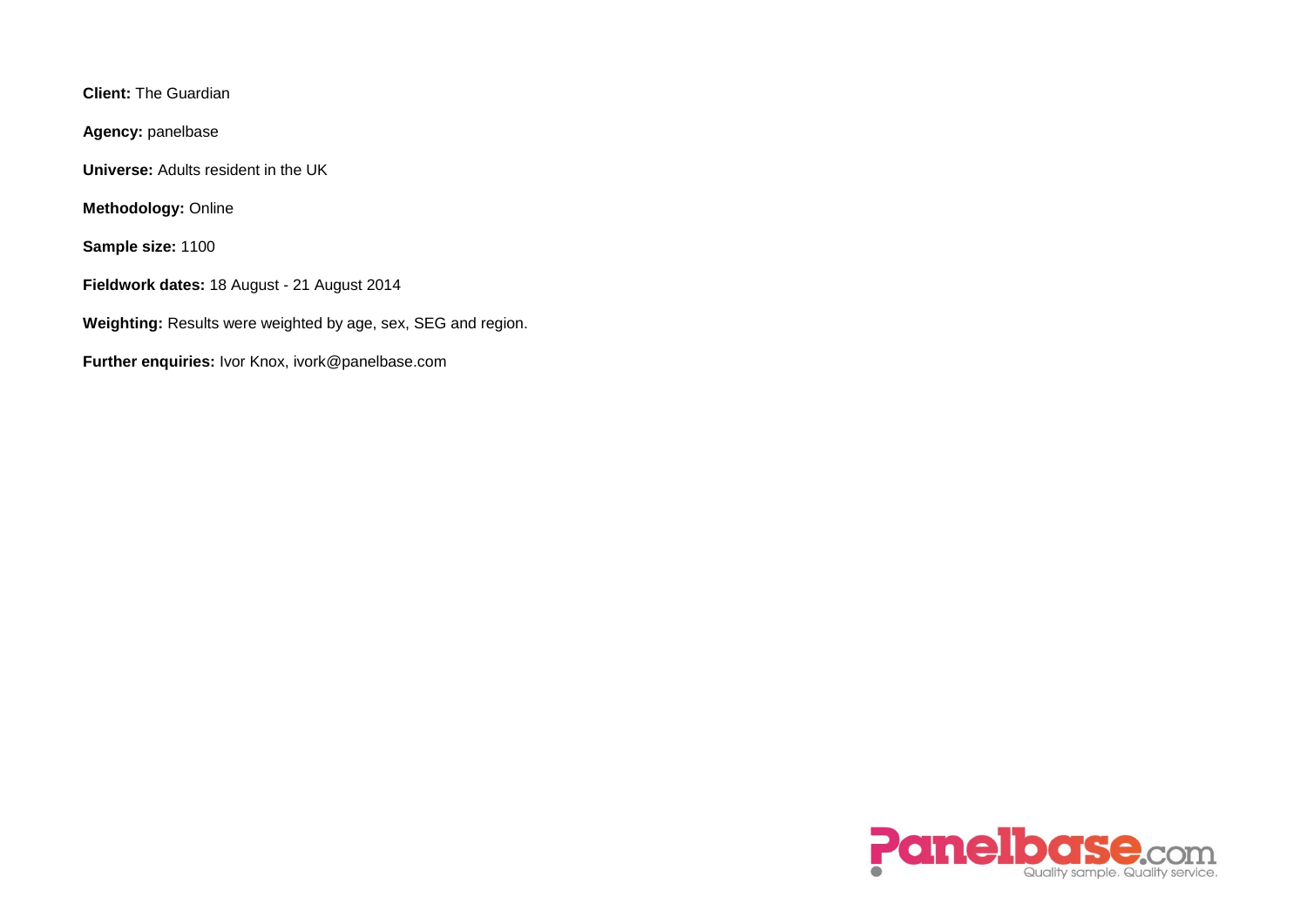**Client:** The Guardian

**Agency:** panelbase

**Universe:** Adults resident in the UK

**Methodology:** Online

**Sample size:** 1100

**Fieldwork dates:** 18 August - 21 August 2014

**Weighting:** Results were weighted by age, sex, SEG and region.

**Further enquiries:** Ivor Knox, ivork@panelbase.com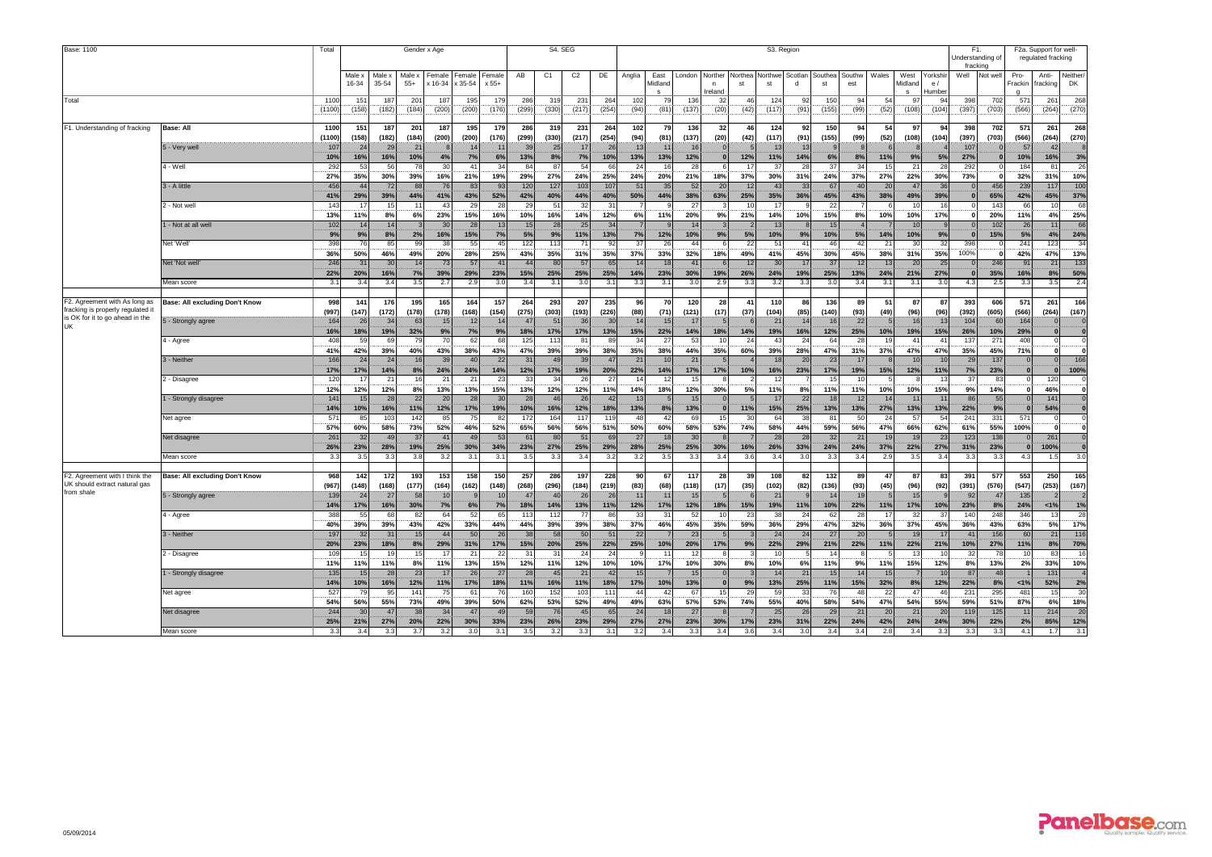Base: 1100

| | | Total | Gender x Age | | | | | | S4. SEG | | | | S3. Region | | | | | | | | | | | | F1. Understanding of fracking | | F2a. Support for well-regulated fracking | | |
|---|---|---|---|---|---|---|---|---|---|---|---|---|---|---|---|---|---|---|---|---|---|---|---|---|---|---|---|---|---|
| | | | Male x 16-34 | Male x 35-54 | Male x 55+ | Female x 16-34 | Female x 35-54 | Female x 55+ | AB | C1 | C2 | DE | Anglia | East Midlands | London | Northern Ireland | North East | North West | Scotland | South East | South West | Wales | West Midlands | Yorkshire & Humber | Well | Not well | Pro-Fracking | Anti-fracking | Neither/DK |
| Total | | 1100 | 151 | 187 | 201 | 187 | 195 | 179 | 286 | 319 | 231 | 264 | 102 | 79 | 136 | 32 | 46 | 124 | 92 | 150 | 94 | 54 | 97 | 94 | 398 | 702 | 571 | 261 | 268 |
| | | (1100) | (158) | (182) | (184) | (200) | (200) | (176) | (299) | (330) | (217) | (254) | (94) | (81) | (137) | (20) | (42) | (117) | (91) | (155) | (99) | (52) | (108) | (104) | (397) | (703) | (566) | (264) | (270) |
| F1. Understanding of fracking | Base: All | 1100 | 151 | 187 | 201 | 187 | 195 | 179 | 286 | 319 | 231 | 264 | 102 | 79 | 136 | 32 | 46 | 124 | 92 | 150 | 94 | 54 | 97 | 94 | 398 | 702 | 571 | 261 | 268 |
| | | (1100) | (158) | (182) | (184) | (200) | (200) | (176) | (299) | (330) | (217) | (254) | (94) | (81) | (137) | (20) | (42) | (117) | (91) | (155) | (99) | (52) | (108) | (104) | (397) | (703) | (566) | (264) | (270) |
| | 5 - Very well | 107 | 24 | 29 | 21 | 8 | 14 | 11 | 39 | 25 | 17 | 26 | 13 | 11 | 16 | 0 | 5 | 13 | 13 | 9 | 8 | 6 | 8 | 4 | 107 | 0 | 57 | 42 | 8 |
| | | 10% | 16% | 16% | 10% | 4% | 7% | 6% | 13% | 8% | 7% | 10% | 13% | 13% | 12% | 0 | 12% | 11% | 14% | 6% | 8% | 11% | 9% | 5% | 27% | 0 | 10% | 16% | 3% |
| | 4 - Well | 292 | 53 | 56 | 78 | 30 | 41 | 34 | 84 | 87 | 54 | 66 | 24 | 16 | 28 | 6 | 17 | 37 | 28 | 37 | 34 | 15 | 21 | 28 | 292 | 0 | 184 | 81 | 26 |
| | | 27% | 35% | 30% | 39% | 16% | 21% | 19% | 29% | 27% | 24% | 25% | 24% | 20% | 21% | 18% | 37% | 30% | 31% | 24% | 37% | 27% | 22% | 30% | 73% | 0 | 32% | 31% | 10% |
| | 3 - A little | 456 | 44 | 72 | 88 | 76 | 83 | 93 | 120 | 127 | 103 | 107 | 51 | 35 | 52 | 20 | 12 | 43 | 33 | 67 | 40 | 20 | 47 | 36 | 0 | 456 | 239 | 117 | 100 |
| | | 41% | 29% | 39% | 44% | 41% | 43% | 52% | 42% | 40% | 44% | 40% | 50% | 44% | 38% | 63% | 25% | 35% | 36% | 45% | 43% | 38% | 49% | 39% | 0 | 65% | 42% | 45% | 37% |
| | 2 - Not well | 143 | 17 | 15 | 11 | 43 | 29 | 28 | 29 | 51 | 32 | 31 | 7 | 9 | 27 | 3 | 10 | 17 | 9 | 22 | 7 | 6 | 10 | 16 | 0 | 143 | 66 | 10 | 68 |
| | | 13% | 11% | 8% | 6% | 23% | 15% | 16% | 10% | 16% | 14% | 12% | 6% | 11% | 20% | 9% | 21% | 14% | 10% | 15% | 8% | 10% | 10% | 17% | 0 | 20% | 11% | 4% | 25% |
| | 1 - Not at all well | 102 | 14 | 14 | 3 | 30 | 28 | 13 | 15 | 28 | 25 | 34 | 7 | 9 | 14 | 3 | 2 | 13 | 8 | 15 | 4 | 7 | 10 | 9 | 0 | 102 | 26 | 11 | 66 |
| | | 9% | 9% | 8% | 2% | 16% | 15% | 7% | 5% | 9% | 11% | 13% | 7% | 12% | 10% | 9% | 5% | 10% | 9% | 10% | 5% | 14% | 10% | 9% | 0 | 15% | 5% | 4% | 24% |
| | Net 'Well' | 398 | 76 | 85 | 99 | 38 | 55 | 45 | 122 | 113 | 71 | 92 | 37 | 26 | 44 | 6 | 22 | 51 | 41 | 46 | 42 | 21 | 30 | 32 | 398 | 0 | 241 | 123 | 34 |
| | | 36% | 50% | 46% | 49% | 20% | 28% | 25% | 43% | 35% | 31% | 35% | 37% | 33% | 32% | 18% | 49% | 41% | 45% | 30% | 45% | 38% | 31% | 35% | 100% | 0 | 42% | 47% | 13% |
| | Net 'Not well' | 246 | 31 | 30 | 14 | 73 | 57 | 41 | 44 | 80 | 57 | 65 | 14 | 18 | 41 | 6 | 12 | 30 | 17 | 37 | 12 | 13 | 20 | 25 | 0 | 246 | 91 | 21 | 133 |
| | | 22% | 20% | 16% | 7% | 39% | 29% | 23% | 15% | 25% | 25% | 25% | 14% | 23% | 30% | 19% | 26% | 24% | 19% | 25% | 13% | 24% | 21% | 27% | 0 | 35% | 16% | 8% | 50% |
| | Mean score | 3.1 | 3.4 | 3.4 | 3.5 | 2.7 | 2.9 | 3.0 | 3.4 | 3.1 | 3.0 | 3.1 | 3.3 | 3.1 | 3.0 | 2.9 | 3.3 | 3.2 | 3.3 | 3.0 | 3.4 | 3.1 | 3.1 | 3.0 | 4.3 | 2.5 | 3.3 | 3.5 | 2.4 |
| F2. Agreement with As long as fracking is properly regulated it is OK for it to go ahead in the UK | Base: All excluding Don't Know | 998 | 141 | 176 | 195 | 165 | 164 | 157 | 264 | 293 | 207 | 235 | 96 | 70 | 120 | 28 | 41 | 110 | 86 | 136 | 89 | 51 | 87 | 87 | 393 | 606 | 571 | 261 | 166 |
| | | (997) | (147) | (172) | (178) | (178) | (168) | (154) | (275) | (303) | (193) | (226) | (88) | (71) | (121) | (17) | (37) | (104) | (85) | (140) | (93) | (49) | (96) | (96) | (392) | (605) | (566) | (264) | (167) |
| | 5 - Strongly agree | 164 | 26 | 34 | 63 | 15 | 12 | 14 | 47 | 51 | 36 | 30 | 14 | 15 | 17 | 5 | 6 | 21 | 14 | 16 | 22 | 5 | 16 | 13 | 104 | 60 | 164 | 0 | 0 |
| | | 16% | 18% | 19% | 32% | 9% | 7% | 9% | 18% | 17% | 17% | 13% | 15% | 22% | 14% | 18% | 14% | 19% | 16% | 12% | 25% | 10% | 19% | 15% | 26% | 10% | 29% | 0 | 0 |
| | 4 - Agree | 408 | 59 | 69 | 79 | 70 | 62 | 68 | 125 | 113 | 81 | 89 | 34 | 27 | 53 | 10 | 24 | 43 | 24 | 64 | 28 | 19 | 41 | 41 | 137 | 271 | 408 | 0 | 0 |
| | | 41% | 42% | 39% | 40% | 43% | 38% | 43% | 47% | 39% | 39% | 38% | 35% | 38% | 44% | 35% | 60% | 39% | 28% | 47% | 31% | 37% | 47% | 47% | 35% | 45% | 71% | 0 | 0 |
| | 3 - Neither | 166 | 24 | 24 | 16 | 39 | 40 | 22 | 31 | 49 | 39 | 47 | 21 | 10 | 21 | 5 | 4 | 18 | 20 | 23 | 17 | 8 | 10 | 10 | 29 | 137 | 0 | 0 | 166 |
| | | 17% | 17% | 14% | 8% | 24% | 24% | 14% | 12% | 17% | 19% | 20% | 22% | 14% | 17% | 17% | 10% | 16% | 23% | 17% | 19% | 15% | 12% | 11% | 7% | 23% | 0 | 0 | 100% |
| | 2 - Disagree | 120 | 17 | 21 | 16 | 21 | 21 | 23 | 33 | 34 | 26 | 27 | 14 | 12 | 15 | 8 | 2 | 12 | 7 | 15 | 10 | 5 | 8 | 13 | 37 | 83 | 0 | 120 | 0 |
| | | 12% | 12% | 12% | 8% | 13% | 13% | 15% | 13% | 12% | 12% | 11% | 14% | 18% | 12% | 30% | 5% | 11% | 8% | 11% | 11% | 10% | 10% | 15% | 9% | 14% | 0 | 46% | 0 |
| | 1 - Strongly disagree | 141 | 15 | 28 | 22 | 20 | 28 | 30 | 28 | 46 | 26 | 42 | 13 | 5 | 15 | 0 | 5 | 17 | 22 | 18 | 12 | 14 | 11 | 11 | 86 | 55 | 0 | 141 | 0 |
| | | 14% | 10% | 16% | 11% | 12% | 17% | 19% | 10% | 16% | 12% | 18% | 13% | 8% | 13% | 0 | 11% | 15% | 25% | 13% | 13% | 27% | 13% | 13% | 22% | 9% | 0 | 54% | 0 |
| | Net agree | 571 | 85 | 103 | 142 | 85 | 75 | 82 | 172 | 164 | 117 | 119 | 48 | 42 | 69 | 15 | 30 | 64 | 38 | 81 | 50 | 24 | 57 | 54 | 241 | 331 | 571 | 0 | 0 |
| | | 57% | 60% | 58% | 73% | 52% | 46% | 52% | 65% | 56% | 56% | 51% | 50% | 60% | 58% | 53% | 74% | 58% | 44% | 59% | 56% | 47% | 66% | 62% | 61% | 55% | 100% | 0 | 0 |
| | Net disagree | 261 | 32 | 49 | 37 | 41 | 49 | 53 | 61 | 80 | 51 | 69 | 27 | 18 | 30 | 8 | 7 | 28 | 28 | 32 | 21 | 19 | 19 | 23 | 123 | 138 | 0 | 261 | 0 |
| | | 26% | 23% | 28% | 19% | 25% | 30% | 34% | 23% | 27% | 25% | 29% | 28% | 25% | 25% | 30% | 16% | 26% | 33% | 24% | 24% | 37% | 22% | 27% | 31% | 23% | 0 | 100% | 0 |
| | Mean score | 3.3 | 3.5 | 3.3 | 3.8 | 3.2 | 3.1 | 3.1 | 3.5 | 3.3 | 3.4 | 3.2 | 3.2 | 3.5 | 3.3 | 3.4 | 3.6 | 3.4 | 3.0 | 3.3 | 3.4 | 2.9 | 3.5 | 3.4 | 3.3 | 3.3 | 4.3 | 1.5 | 3.0 |
| F2. Agreement with I think the UK should extract natural gas from shale | Base: All excluding Don't Know | 968 | 142 | 172 | 193 | 153 | 158 | 150 | 257 | 286 | 197 | 228 | 90 | 67 | 117 | 28 | 39 | 108 | 82 | 132 | 89 | 47 | 87 | 83 | 391 | 577 | 553 | 250 | 165 |
| | | (967) | (148) | (168) | (177) | (164) | (162) | (148) | (268) | (296) | (184) | (219) | (83) | (68) | (118) | (17) | (35) | (102) | (82) | (136) | (93) | (45) | (96) | (92) | (391) | (576) | (547) | (253) | (167) |
| | 5 - Strongly agree | 139 | 24 | 27 | 58 | 10 | 9 | 10 | 47 | 40 | 26 | 26 | 11 | 11 | 15 | 5 | 6 | 21 | 9 | 14 | 19 | 5 | 15 | 9 | 92 | 47 | 135 | 2 | 2 |
| | | 14% | 17% | 16% | 30% | 7% | 6% | 7% | 18% | 14% | 13% | 11% | 12% | 17% | 12% | 18% | 15% | 19% | 11% | 10% | 22% | 11% | 17% | 10% | 23% | 8% | 24% | <1% | 1% |
| | 4 - Agree | 388 | 55 | 68 | 82 | 64 | 52 | 65 | 113 | 112 | 77 | 86 | 33 | 31 | 52 | 10 | 23 | 38 | 24 | 62 | 28 | 17 | 32 | 37 | 140 | 248 | 346 | 13 | 28 |
| | | 40% | 39% | 39% | 43% | 42% | 33% | 44% | 44% | 39% | 39% | 38% | 37% | 46% | 45% | 35% | 59% | 36% | 29% | 47% | 32% | 36% | 37% | 45% | 36% | 43% | 63% | 5% | 17% |
| | 3 - Neither | 197 | 32 | 31 | 15 | 44 | 50 | 26 | 38 | 58 | 50 | 51 | 22 | 7 | 23 | 5 | 3 | 24 | 24 | 27 | 20 | 5 | 19 | 17 | 41 | 156 | 60 | 21 | 116 |
| | | 20% | 23% | 18% | 8% | 29% | 31% | 17% | 15% | 20% | 25% | 22% | 25% | 10% | 20% | 17% | 9% | 22% | 29% | 21% | 22% | 11% | 22% | 21% | 10% | 27% | 11% | 8% | 70% |
| | 2 - Disagree | 109 | 15 | 19 | 15 | 17 | 21 | 22 | 31 | 31 | 24 | 24 | 9 | 11 | 12 | 8 | 3 | 10 | 5 | 14 | 8 | 5 | 13 | 10 | 32 | 78 | 10 | 83 | 16 |
| | | 11% | 11% | 11% | 8% | 11% | 13% | 15% | 12% | 11% | 12% | 10% | 10% | 17% | 10% | 30% | 8% | 10% | 6% | 11% | 9% | 11% | 15% | 12% | 8% | 13% | 2% | 33% | 10% |
| | 1 - Strongly disagree | 135 | 15 | 28 | 23 | 17 | 26 | 27 | 28 | 45 | 21 | 42 | 15 | 7 | 15 | 0 | 3 | 14 | 21 | 15 | 14 | 15 | 7 | 10 | 87 | 48 | 1 | 131 | 4 |
| | | 14% | 10% | 16% | 12% | 11% | 17% | 18% | 11% | 16% | 11% | 18% | 17% | 10% | 13% | 0 | 9% | 13% | 25% | 11% | 15% | 32% | 8% | 12% | 22% | 8% | <1% | 52% | 2% |
| | Net agree | 527 | 79 | 95 | 141 | 75 | 61 | 76 | 160 | 152 | 103 | 111 | 44 | 42 | 67 | 15 | 29 | 59 | 33 | 76 | 48 | 22 | 47 | 46 | 231 | 295 | 481 | 15 | 30 |
| | | 54% | 56% | 55% | 73% | 49% | 39% | 50% | 62% | 53% | 52% | 49% | 49% | 63% | 57% | 53% | 74% | 55% | 40% | 58% | 54% | 47% | 54% | 55% | 59% | 51% | 87% | 6% | 18% |
| | Net disagree | 244 | 30 | 47 | 38 | 34 | 47 | 49 | 59 | 76 | 45 | 65 | 24 | 18 | 27 | 8 | 7 | 25 | 26 | 29 | 21 | 20 | 21 | 20 | 119 | 125 | 11 | 214 | 20 |
| | | 25% | 21% | 27% | 20% | 22% | 30% | 33% | 23% | 26% | 23% | 29% | 27% | 27% | 23% | 30% | 17% | 23% | 31% | 22% | 24% | 42% | 24% | 24% | 30% | 22% | 2% | 85% | 12% |
| | Mean score | 3.3 | 3.4 | 3.3 | 3.7 | 3.2 | 3.0 | 3.1 | 3.5 | 3.2 | 3.3 | 3.1 | 3.2 | 3.4 | 3.3 | 3.4 | 3.6 | 3.4 | 3.0 | 3.4 | 3.4 | 2.8 | 3.4 | 3.3 | 3.3 | 3.3 | 4.1 | 1.7 | 3.1 |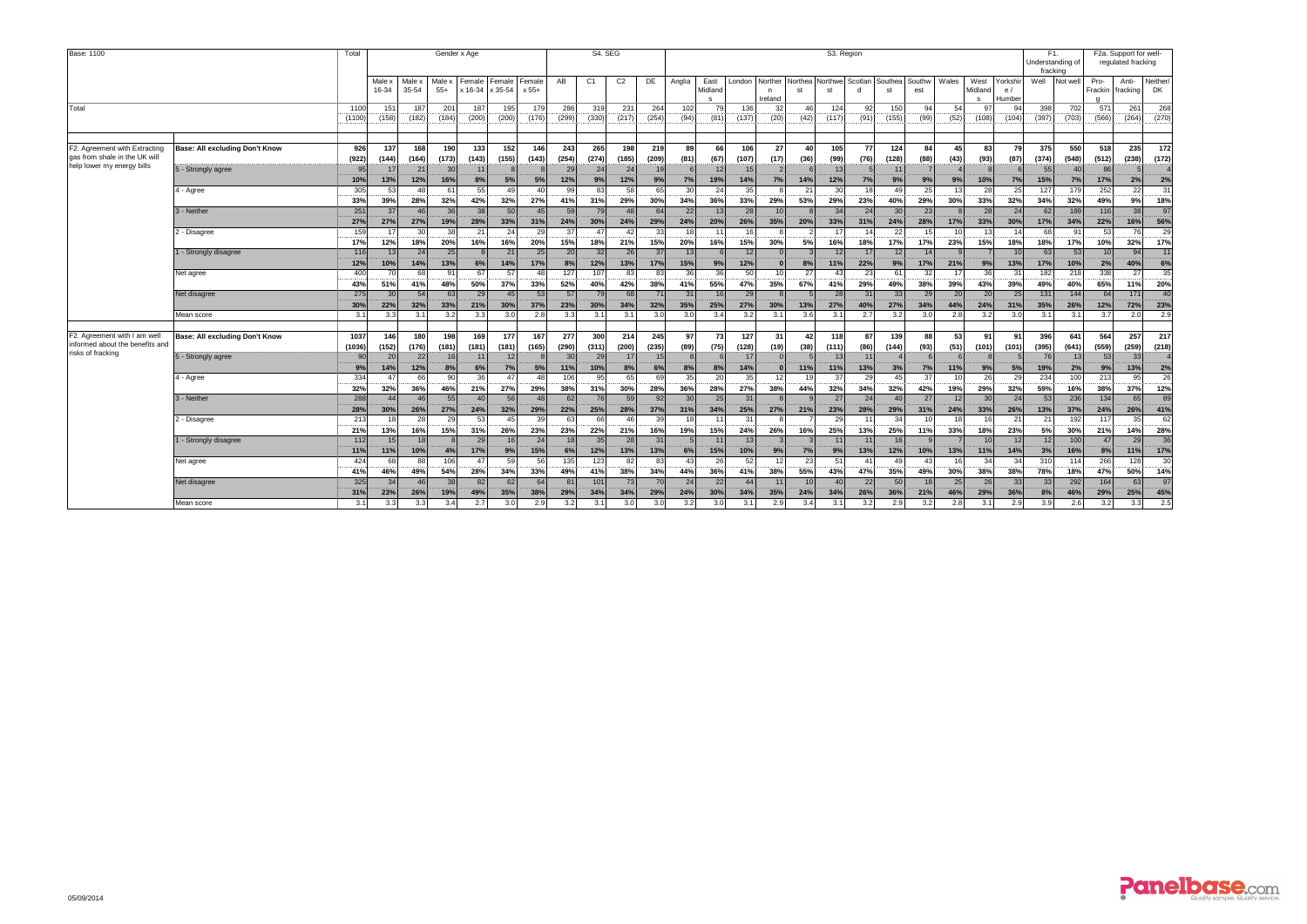| Base: 1100 | | Total | Gender x Age | | | | | | SEG | | | | S3. Region | | | | | | | | | | | | F1. Understanding of fracking | | F2a. Support for well-regulated fracking | | |
|---|---|---|---|---|---|---|---|---|---|---|---|---|---|---|---|---|---|---|---|---|---|---|---|---|---|---|---|---|---|
| | | | Male x 16-34 | Male x 35-54 | Male x 55+ | Female x 16-34 | Female x 35-54 | Female x 55+ | AB | C1 | C2 | DE | Anglia | East Midlands | London | Northern Ireland | Northeast | Northwest | Scotland | Southeast | Southwest | Wales | West Midlands | Yorkshire / Humber | Well | Not well | Pro-Fracking | Anti-fracking | Neither/ DK |
| Total | | 1100 | 151 | 187 | 201 | 187 | 195 | 179 | 286 | 319 | 231 | 264 | 102 | 79 | 136 | 32 | 46 | 124 | 92 | 150 | 94 | 54 | 97 | 94 | 398 | 702 | 571 | 261 | 268 |
| | | (1100) | (158) | (182) | (184) | (200) | (200) | (176) | (299) | (330) | (217) | (254) | (94) | (81) | (137) | (20) | (42) | (117) | (91) | (155) | (99) | (52) | (108) | (104) | (397) | (703) | (566) | (264) | (270) |
| F2. Agreement with Extracting gas from shale in the UK will help lower my energy bills | Base: All excluding Don't Know | 926 | 137 | 168 | 190 | 133 | 152 | 146 | 243 | 265 | 198 | 219 | 89 | 66 | 106 | 27 | 40 | 105 | 77 | 124 | 84 | 45 | 83 | 79 | 375 | 550 | 518 | 235 | 172 |
| | | (922) | (144) | (164) | (173) | (143) | (155) | (143) | (254) | (274) | (185) | (209) | (81) | (67) | (107) | (17) | (36) | (99) | (76) | (128) | (88) | (43) | (93) | (87) | (374) | (548) | (512) | (238) | (172) |
| | 5 - Strongly agree | 95 | 17 | 21 | 30 | 11 | 8 | 8 | 29 | 24 | 24 | 19 | 6 | 12 | 15 | 2 | 6 | 13 | 5 | 11 | 7 | 4 | 8 | 6 | 55 | 40 | 86 | 5 | 4 |
| | | 10% | 13% | 12% | 16% | 8% | 5% | 5% | 12% | 9% | 12% | 9% | 7% | 19% | 14% | 7% | 14% | 12% | 7% | 9% | 9% | 9% | 10% | 7% | 15% | 7% | 17% | 2% | 2% |
| | 4 - Agree | 305 | 53 | 48 | 61 | 55 | 49 | 40 | 99 | 83 | 58 | 65 | 30 | 24 | 35 | 8 | 21 | 30 | 18 | 49 | 25 | 13 | 28 | 25 | 127 | 179 | 252 | 22 | 31 |
| | | 33% | 39% | 28% | 32% | 42% | 32% | 27% | 41% | 31% | 29% | 30% | 34% | 36% | 33% | 29% | 53% | 29% | 23% | 40% | 29% | 30% | 33% | 32% | 34% | 32% | 49% | 9% | 18% |
| | 3 - Neither | 251 | 37 | 46 | 36 | 38 | 50 | 45 | 59 | 79 | 48 | 64 | 22 | 13 | 28 | 10 | 8 | 34 | 24 | 30 | 23 | 8 | 28 | 24 | 62 | 189 | 116 | 38 | 97 |
| | | 27% | 27% | 27% | 19% | 28% | 33% | 31% | 24% | 30% | 24% | 29% | 24% | 20% | 26% | 35% | 20% | 33% | 31% | 24% | 28% | 17% | 33% | 30% | 17% | 34% | 22% | 16% | 56% |
| | 2 - Disagree | 159 | 17 | 30 | 38 | 21 | 24 | 29 | 37 | 47 | 42 | 33 | 18 | 11 | 16 | 8 | 2 | 17 | 14 | 22 | 15 | 10 | 13 | 14 | 68 | 91 | 53 | 76 | 29 |
| | | 17% | 12% | 18% | 20% | 16% | 16% | 20% | 15% | 18% | 21% | 15% | 20% | 16% | 15% | 30% | 5% | 16% | 18% | 17% | 17% | 23% | 15% | 18% | 18% | 17% | 10% | 32% | 17% |
| | 1 - Strongly disagree | 116 | 13 | 24 | 25 | 8 | 21 | 25 | 20 | 32 | 26 | 37 | 13 | 6 | 12 | 0 | 3 | 12 | 17 | 12 | 14 | 9 | 7 | 10 | 63 | 53 | 10 | 94 | 11 |
| | | 12% | 10% | 14% | 13% | 6% | 14% | 17% | 8% | 12% | 13% | 17% | 15% | 9% | 12% | 0 | 8% | 11% | 22% | 9% | 17% | 21% | 9% | 13% | 17% | 10% | 2% | 40% | 6% |
| | Net agree | 400 | 70 | 68 | 91 | 67 | 57 | 48 | 127 | 107 | 83 | 83 | 36 | 36 | 50 | 10 | 27 | 43 | 23 | 61 | 32 | 17 | 36 | 31 | 182 | 218 | 338 | 27 | 35 |
| | | 43% | 51% | 41% | 48% | 50% | 37% | 33% | 52% | 40% | 42% | 38% | 41% | 55% | 47% | 35% | 67% | 41% | 29% | 49% | 38% | 39% | 43% | 39% | 49% | 40% | 65% | 11% | 20% |
| | Net disagree | 275 | 30 | 54 | 63 | 29 | 45 | 53 | 57 | 79 | 68 | 71 | 31 | 16 | 29 | 8 | 5 | 28 | 31 | 33 | 29 | 20 | 20 | 25 | 131 | 144 | 64 | 171 | 40 |
| | | 30% | 22% | 32% | 33% | 21% | 30% | 37% | 23% | 30% | 34% | 32% | 35% | 25% | 27% | 30% | 13% | 27% | 40% | 27% | 34% | 44% | 24% | 31% | 35% | 26% | 12% | 72% | 23% |
| | Mean score | 3.1 | 3.3 | 3.1 | 3.2 | 3.3 | 3.0 | 2.8 | 3.3 | 3.1 | 3.1 | 3.0 | 3.0 | 3.4 | 3.2 | 3.1 | 3.6 | 3.1 | 2.7 | 3.2 | 3.0 | 2.8 | 3.2 | 3.0 | 3.1 | 3.1 | 3.7 | 2.0 | 2.9 |
| F2. Agreement with I am well informed about the benefits and risks of fracking | Base: All excluding Don't Know | 1037 | 146 | 180 | 198 | 169 | 177 | 167 | 277 | 300 | 214 | 245 | 97 | 73 | 127 | 31 | 42 | 118 | 87 | 139 | 88 | 53 | 91 | 91 | 396 | 641 | 564 | 257 | 217 |
| | | (1036) | (152) | (176) | (181) | (181) | (181) | (165) | (290) | (311) | (200) | (235) | (89) | (75) | (128) | (19) | (38) | (111) | (86) | (144) | (93) | (51) | (101) | (101) | (395) | (641) | (559) | (259) | (218) |
| | 5 - Strongly agree | 90 | 20 | 22 | 16 | 11 | 12 | 8 | 30 | 29 | 17 | 15 | 8 | 6 | 17 | 0 | 5 | 13 | 11 | 4 | 6 | 6 | 8 | 5 | 76 | 13 | 53 | 33 | 4 |
| | | 9% | 14% | 12% | 8% | 6% | 7% | 5% | 11% | 10% | 8% | 6% | 8% | 8% | 14% | 0 | 11% | 11% | 13% | 3% | 7% | 11% | 9% | 5% | 19% | 2% | 9% | 13% | 2% |
| | 4 - Agree | 334 | 47 | 66 | 90 | 36 | 47 | 48 | 106 | 95 | 65 | 69 | 35 | 20 | 35 | 12 | 19 | 37 | 29 | 45 | 37 | 10 | 26 | 29 | 234 | 100 | 213 | 95 | 26 |
| | | 32% | 32% | 36% | 46% | 21% | 27% | 29% | 38% | 31% | 30% | 28% | 36% | 28% | 27% | 38% | 44% | 32% | 34% | 32% | 42% | 19% | 29% | 32% | 59% | 16% | 38% | 37% | 12% |
| | 3 - Neither | 288 | 44 | 46 | 55 | 40 | 56 | 48 | 62 | 76 | 59 | 92 | 30 | 25 | 31 | 8 | 9 | 27 | 24 | 40 | 27 | 12 | 30 | 24 | 53 | 236 | 134 | 65 | 89 |
| | | 28% | 30% | 26% | 27% | 24% | 32% | 29% | 22% | 25% | 28% | 37% | 31% | 34% | 25% | 27% | 21% | 23% | 28% | 29% | 31% | 24% | 33% | 26% | 13% | 37% | 24% | 26% | 41% |
| | 2 - Disagree | 213 | 18 | 28 | 29 | 53 | 45 | 39 | 63 | 66 | 46 | 39 | 18 | 11 | 31 | 8 | 7 | 29 | 11 | 34 | 10 | 18 | 16 | 21 | 21 | 192 | 117 | 35 | 62 |
| | | 21% | 13% | 16% | 15% | 31% | 26% | 23% | 23% | 22% | 21% | 16% | 19% | 15% | 24% | 26% | 16% | 25% | 13% | 25% | 11% | 33% | 18% | 23% | 5% | 30% | 21% | 14% | 28% |
| | 1 - Strongly disagree | 112 | 15 | 18 | 8 | 29 | 16 | 24 | 18 | 35 | 28 | 31 | 5 | 11 | 13 | 3 | 3 | 11 | 11 | 16 | 9 | 7 | 10 | 12 | 12 | 100 | 47 | 29 | 36 |
| | | 11% | 11% | 10% | 4% | 17% | 9% | 15% | 6% | 12% | 13% | 13% | 6% | 15% | 10% | 9% | 7% | 9% | 13% | 12% | 10% | 13% | 11% | 14% | 3% | 16% | 8% | 11% | 17% |
| | Net agree | 424 | 68 | 88 | 106 | 47 | 59 | 56 | 135 | 123 | 82 | 83 | 43 | 26 | 52 | 12 | 23 | 51 | 41 | 49 | 43 | 16 | 34 | 34 | 310 | 114 | 266 | 128 | 30 |
| | | 41% | 46% | 49% | 54% | 28% | 34% | 33% | 49% | 41% | 38% | 34% | 44% | 36% | 41% | 38% | 55% | 43% | 47% | 35% | 49% | 30% | 38% | 38% | 78% | 18% | 47% | 50% | 14% |
| | Net disagree | 325 | 34 | 46 | 38 | 82 | 62 | 64 | 81 | 101 | 73 | 70 | 24 | 22 | 44 | 11 | 10 | 40 | 22 | 50 | 18 | 25 | 26 | 33 | 33 | 292 | 164 | 63 | 97 |
| | | 31% | 23% | 26% | 19% | 49% | 35% | 38% | 29% | 34% | 34% | 29% | 24% | 30% | 34% | 35% | 24% | 34% | 26% | 36% | 21% | 46% | 29% | 36% | 8% | 46% | 29% | 25% | 45% |
| | Mean score | 3.1 | 3.3 | 3.3 | 3.4 | 2.7 | 3.0 | 2.9 | 3.2 | 3.1 | 3.0 | 3.0 | 3.2 | 3.0 | 3.1 | 2.9 | 3.4 | 3.1 | 3.2 | 2.9 | 3.2 | 2.8 | 3.1 | 2.9 | 3.9 | 2.6 | 3.2 | 3.3 | 2.5 |

05/09/2014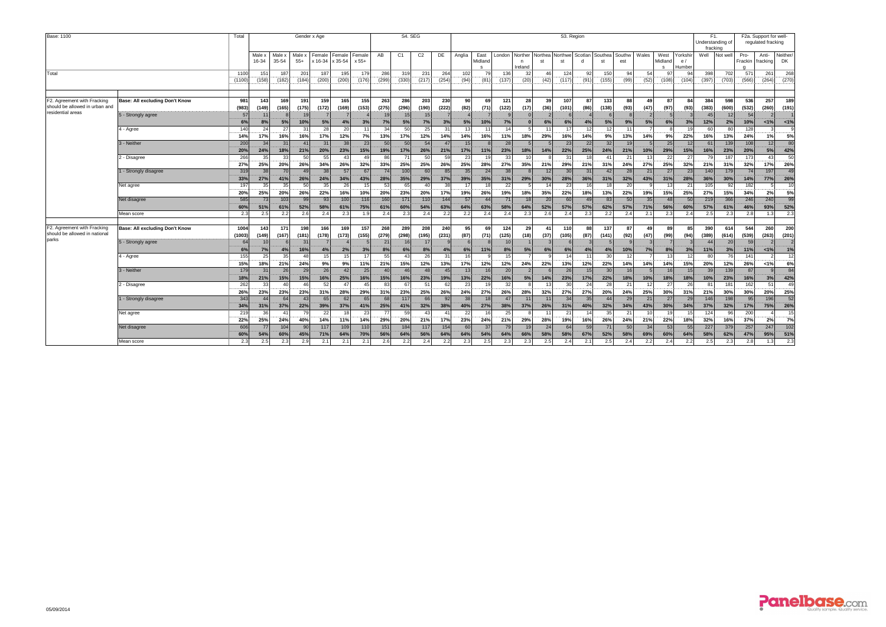| Base: 1100 | | Total | Gender x Age | | | | | | S4. SEG | | | | S3. Region | | | | | | | | | | | | F1. Understanding of fracking | | F2a. Support for well-regulated fracking | | |
|---|---|---|---|---|---|---|---|---|---|---|---|---|---|---|---|---|---|---|---|---|---|---|---|---|---|---|---|---|---|
| | | | Male x 16-34 | Male x 35-54 | Male x 55+ | Female x 16-34 | Female x 35-54 | Female x 55+ | AB | C1 | C2 | DE | Anglia | East Midlands | London | Northern Ireland | Northeast | Northwest | Scotland | Southeast | Southwest | Wales | West Midlands | Yorkshire / Humber | Well | Not well | Pro-Fracking | Anti-fracking | Neither/ DK |
| Total | | 1100 | 151 | 187 | 201 | 187 | 195 | 179 | 286 | 319 | 231 | 264 | 102 | 79 | 136 | 32 | 46 | 124 | 92 | 150 | 94 | 54 | 97 | 94 | 398 | 702 | 571 | 261 | 268 |
| | | (1100) | (158) | (182) | (184) | (200) | (200) | (176) | (299) | (330) | (217) | (254) | (94) | (81) | (137) | (20) | (42) | (117) | (91) | (155) | (99) | (52) | (108) | (104) | (397) | (703) | (566) | (264) | (270) |
| F2. Agreement with Fracking should be allowed in urban and residential areas | Base: All excluding Don't Know | 981 | 143 | 169 | 191 | 159 | 165 | 155 | 263 | 286 | 203 | 230 | 90 | 69 | 121 | 28 | 39 | 107 | 87 | 133 | 88 | 49 | 87 | 84 | 384 | 598 | 536 | 257 | 189 |
| | | (983) | (149) | (165) | (175) | (172) | (169) | (153) | (275) | (296) | (190) | (222) | (82) | (71) | (122) | (17) | (36) | (101) | (86) | (138) | (93) | (47) | (97) | (93) | (383) | (600) | (532) | (260) | (191) |
| | 5 - Strongly agree | 57 | 11 | 8 | 19 | 7 | 7 | 4 | 19 | 15 | 15 | 7 | 4 | 7 | 9 | 0 | 2 | 6 | 4 | 6 | 8 | 2 | 5 | 3 | 45 | 12 | 54 | 2 | 1 |
| | | 6% | 8% | 5% | 10% | 5% | 4% | 3% | 7% | 5% | 7% | 3% | 5% | 10% | 7% | 0 | 6% | 6% | 4% | 5% | 9% | 5% | 6% | 3% | 12% | 2% | 10% | <1% | <1% |
| | 4 - Agree | 140 | 24 | 27 | 31 | 28 | 20 | 11 | 34 | 50 | 25 | 31 | 13 | 11 | 14 | 5 | 11 | 17 | 12 | 12 | 11 | 7 | 8 | 19 | 60 | 80 | 128 | 3 | 9 |
| | | 14% | 17% | 16% | 16% | 17% | 12% | 7% | 13% | 17% | 12% | 14% | 14% | 16% | 11% | 18% | 29% | 16% | 14% | 9% | 13% | 14% | 9% | 22% | 16% | 13% | 24% | 1% | 5% |
| | 3 - Neither | 200 | 34 | 31 | 41 | 31 | 38 | 23 | 50 | 50 | 54 | 47 | 15 | 8 | 28 | 5 | 5 | 23 | 22 | 32 | 19 | 5 | 25 | 12 | 61 | 139 | 108 | 12 | 80 |
| | | 20% | 24% | 18% | 21% | 20% | 23% | 15% | 19% | 17% | 26% | 21% | 17% | 11% | 23% | 18% | 14% | 22% | 25% | 24% | 21% | 10% | 29% | 15% | 16% | 23% | 20% | 5% | 42% |
| | 2 - Disagree | 266 | 35 | 33 | 50 | 55 | 43 | 49 | 86 | 71 | 50 | 59 | 23 | 19 | 33 | 10 | 8 | 31 | 18 | 41 | 21 | 13 | 22 | 27 | 79 | 187 | 173 | 43 | 50 |
| | | 27% | 25% | 20% | 26% | 34% | 26% | 32% | 33% | 25% | 25% | 26% | 25% | 28% | 27% | 35% | 21% | 29% | 21% | 31% | 24% | 27% | 25% | 32% | 21% | 31% | 32% | 17% | 26% |
| | 1 - Strongly disagree | 319 | 38 | 70 | 49 | 38 | 57 | 67 | 74 | 100 | 60 | 85 | 35 | 24 | 38 | 8 | 12 | 30 | 31 | 42 | 28 | 21 | 27 | 23 | 140 | 179 | 74 | 197 | 49 |
| | | 33% | 27% | 41% | 26% | 24% | 34% | 43% | 28% | 35% | 29% | 37% | 39% | 35% | 31% | 29% | 30% | 28% | 36% | 31% | 32% | 43% | 31% | 28% | 36% | 30% | 14% | 77% | 26% |
| | Net agree | 197 | 35 | 35 | 50 | 35 | 26 | 15 | 53 | 65 | 40 | 38 | 17 | 18 | 22 | 5 | 14 | 23 | 16 | 18 | 20 | 9 | 13 | 21 | 105 | 92 | 182 | 5 | 10 |
| | | 20% | 25% | 20% | 26% | 22% | 16% | 10% | 20% | 23% | 20% | 17% | 19% | 26% | 19% | 18% | 35% | 22% | 18% | 13% | 22% | 19% | 15% | 25% | 27% | 15% | 34% | 2% | 5% |
| | Net disagree | 585 | 73 | 103 | 99 | 93 | 100 | 116 | 160 | 171 | 110 | 144 | 57 | 44 | 71 | 18 | 20 | 60 | 49 | 83 | 50 | 35 | 48 | 50 | 219 | 366 | 246 | 240 | 99 |
| | | 60% | 51% | 61% | 52% | 58% | 61% | 75% | 61% | 60% | 54% | 63% | 64% | 63% | 58% | 64% | 52% | 57% | 57% | 62% | 57% | 71% | 56% | 60% | 57% | 61% | 46% | 93% | 52% |
| | Mean score | 2.3 | 2.5 | 2.2 | 2.6 | 2.4 | 2.3 | 1.9 | 2.4 | 2.3 | 2.4 | 2.2 | 2.2 | 2.4 | 2.4 | 2.3 | 2.6 | 2.4 | 2.3 | 2.2 | 2.4 | 2.1 | 2.3 | 2.4 | 2.5 | 2.3 | 2.8 | 1.3 | 2.3 |
| F2. Agreement with Fracking should be allowed in national parks | Base: All excluding Don't Know | 1004 | 143 | 171 | 198 | 166 | 169 | 157 | 268 | 289 | 208 | 240 | 95 | 69 | 124 | 29 | 41 | 110 | 88 | 137 | 87 | 49 | 89 | 85 | 390 | 614 | 544 | 260 | 200 |
| | | (1003) | (149) | (167) | (181) | (178) | (173) | (155) | (279) | (298) | (195) | (231) | (87) | (71) | (125) | (18) | (37) | (105) | (87) | (141) | (92) | (47) | (99) | (94) | (389) | (614) | (539) | (263) | (201) |
| | 5 - Strongly agree | 64 | 10 | 6 | 31 | 7 | 4 | 5 | 21 | 16 | 17 | 9 | 6 | 8 | 10 | 1 | 3 | 6 | 3 | 5 | 9 | 3 | 7 | 3 | 44 | 20 | 59 | 2 | 2 |
| | | 6% | 7% | 4% | 16% | 4% | 2% | 3% | 8% | 6% | 8% | 4% | 6% | 11% | 8% | 5% | 6% | 6% | 4% | 4% | 10% | 7% | 8% | 3% | 11% | 3% | 11% | <1% | 1% |
| | 4 - Agree | 155 | 25 | 35 | 48 | 15 | 15 | 17 | 55 | 43 | 26 | 31 | 16 | 9 | 15 | 7 | 9 | 14 | 11 | 30 | 12 | 7 | 13 | 12 | 80 | 76 | 141 | 2 | 12 |
| | | 15% | 18% | 21% | 24% | 9% | 9% | 11% | 21% | 15% | 12% | 13% | 17% | 12% | 12% | 24% | 22% | 13% | 12% | 22% | 14% | 14% | 14% | 15% | 20% | 12% | 26% | <1% | 6% |
| | 3 - Neither | 179 | 31 | 26 | 29 | 26 | 42 | 25 | 40 | 46 | 48 | 45 | 13 | 16 | 20 | 2 | 6 | 26 | 15 | 30 | 16 | 5 | 16 | 15 | 39 | 139 | 87 | 9 | 84 |
| | | 18% | 21% | 15% | 15% | 16% | 25% | 16% | 15% | 16% | 23% | 19% | 13% | 22% | 16% | 5% | 14% | 23% | 17% | 22% | 18% | 10% | 18% | 18% | 10% | 23% | 16% | 3% | 42% |
| | 2 - Disagree | 262 | 33 | 40 | 46 | 52 | 47 | 45 | 83 | 67 | 51 | 62 | 23 | 19 | 32 | 8 | 13 | 30 | 24 | 28 | 21 | 12 | 27 | 26 | 81 | 181 | 162 | 51 | 49 |
| | | 26% | 23% | 23% | 23% | 31% | 28% | 29% | 31% | 23% | 25% | 26% | 24% | 27% | 26% | 28% | 32% | 27% | 27% | 20% | 24% | 25% | 30% | 31% | 21% | 30% | 30% | 20% | 25% |
| | 1 - Strongly disagree | 343 | 44 | 64 | 43 | 65 | 62 | 65 | 68 | 117 | 66 | 92 | 38 | 18 | 47 | 11 | 11 | 34 | 35 | 44 | 29 | 21 | 27 | 29 | 146 | 198 | 95 | 196 | 52 |
| | | 34% | 31% | 37% | 22% | 39% | 37% | 41% | 25% | 41% | 32% | 38% | 40% | 27% | 38% | 37% | 26% | 31% | 40% | 32% | 34% | 43% | 30% | 34% | 37% | 32% | 17% | 75% | 26% |
| | Net agree | 219 | 36 | 41 | 79 | 22 | 18 | 23 | 77 | 59 | 43 | 41 | 22 | 16 | 25 | 8 | 11 | 21 | 14 | 35 | 21 | 10 | 19 | 15 | 124 | 96 | 200 | 4 | 15 |
| | | 22% | 25% | 24% | 40% | 14% | 11% | 14% | 29% | 20% | 21% | 17% | 23% | 24% | 21% | 29% | 28% | 19% | 16% | 26% | 24% | 21% | 22% | 18% | 32% | 16% | 37% | 2% | 7% |
| | Net disagree | 606 | 77 | 104 | 90 | 117 | 109 | 110 | 151 | 184 | 117 | 154 | 60 | 37 | 79 | 19 | 24 | 64 | 59 | 71 | 50 | 34 | 53 | 55 | 227 | 379 | 257 | 247 | 102 |
| | | 60% | 54% | 60% | 45% | 71% | 64% | 70% | 56% | 64% | 56% | 64% | 64% | 54% | 64% | 66% | 58% | 58% | 67% | 52% | 58% | 69% | 60% | 64% | 58% | 62% | 47% | 95% | 51% |
| | Mean score | 2.3 | 2.5 | 2.3 | 2.9 | 2.1 | 2.1 | 2.1 | 2.6 | 2.2 | 2.4 | 2.2 | 2.3 | 2.5 | 2.3 | 2.3 | 2.5 | 2.4 | 2.1 | 2.5 | 2.4 | 2.2 | 2.4 | 2.2 | 2.5 | 2.3 | 2.8 | 1.3 | 2.3 |

05/09/2014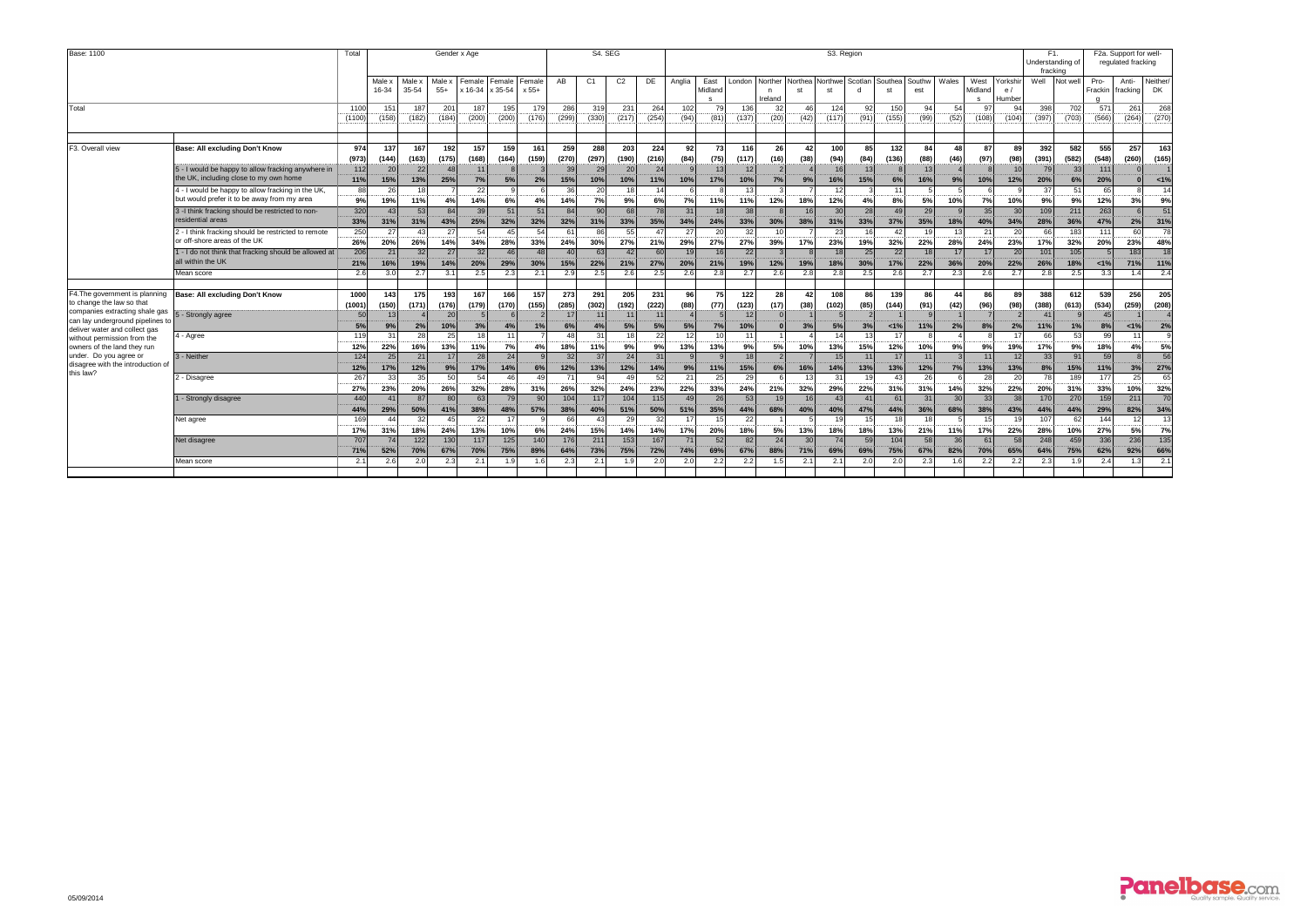| Base: 1100 | | Total | Gender x Age | | | | | | S4. SEG | | | | S3. Region | | | | | | | | | | | | F1. Understanding of fracking | | F2a. Support for well-regulated fracking | | |
|---|---|---|---|---|---|---|---|---|---|---|---|---|---|---|---|---|---|---|---|---|---|---|---|---|---|---|---|---|---|
| | | | Male x 16-34 | Male x 35-54 | Male x 55+ | Female x 16-34 | Female x 35-54 | Female x 55+ | AB | C1 | C2 | DE | Anglia | East Midlands | London | Northern Ireland | Northeast | Northwest | Scotland | Southeast | Southwest | Wales | West Midlands | Yorkshire / Humber | Well | Not well | Pro-Fracking | Anti-fracking | Neither/ DK |
| Total | | 1100 | 151 | 187 | 201 | 187 | 195 | 179 | 286 | 319 | 231 | 264 | 102 | 79 | 136 | 32 | 46 | 124 | 92 | 150 | 94 | 54 | 97 | 94 | 398 | 702 | 571 | 261 | 268 |
| | | (1100) | (158) | (182) | (184) | (200) | (200) | (176) | (299) | (330) | (217) | (254) | (94) | (81) | (137) | (20) | (42) | (117) | (91) | (155) | (99) | (52) | (108) | (104) | (397) | (703) | (566) | (264) | (270) |
| F3. Overall view | Base: All excluding Don't Know | 974 | 137 | 167 | 192 | 157 | 159 | 161 | 259 | 288 | 203 | 224 | 92 | 73 | 116 | 26 | 42 | 100 | 85 | 132 | 84 | 48 | 87 | 89 | 392 | 582 | 555 | 257 | 163 |
| | | (973) | (144) | (163) | (175) | (168) | (164) | (159) | (270) | (297) | (190) | (216) | (84) | (75) | (117) | (16) | (38) | (94) | (84) | (136) | (88) | (46) | (97) | (98) | (391) | (582) | (548) | (260) | (165) |
| | 5 - I would be happy to allow fracking anywhere in the UK, including close to my own home | 112 | 20 | 22 | 48 | 11 | 8 | 3 | 39 | 29 | 20 | 24 | 9 | 13 | 12 | 2 | 4 | 16 | 13 | 8 | 13 | 4 | 8 | 10 | 79 | 33 | 111 | 0 | 1 |
| | | 11% | 15% | 13% | 25% | 7% | 5% | 2% | 15% | 10% | 10% | 11% | 10% | 17% | 10% | 7% | 9% | 16% | 15% | 6% | 16% | 9% | 10% | 12% | 20% | 6% | 20% | 0 | <1% |
| | 4 - I would be happy to allow fracking in the UK, but would prefer it to be away from my area | 88 | 26 | 18 | 7 | 22 | 9 | 6 | 36 | 20 | 18 | 14 | 6 | 8 | 13 | 3 | 7 | 12 | 3 | 11 | 5 | 5 | 6 | 9 | 37 | 51 | 65 | 8 | 14 |
| | | 9% | 19% | 11% | 4% | 14% | 6% | 4% | 14% | 7% | 9% | 6% | 7% | 11% | 11% | 12% | 18% | 12% | 4% | 8% | 5% | 10% | 7% | 10% | 9% | 9% | 12% | 3% | 9% |
| | 3 -I think fracking should be restricted to non-residential areas | 320 | 43 | 53 | 84 | 39 | 51 | 51 | 84 | 90 | 68 | 78 | 31 | 18 | 38 | 8 | 16 | 30 | 28 | 49 | 29 | 9 | 35 | 30 | 109 | 211 | 263 | 6 | 51 |
| | | 33% | 31% | 31% | 43% | 25% | 32% | 32% | 32% | 31% | 33% | 35% | 34% | 24% | 33% | 30% | 38% | 31% | 33% | 37% | 35% | 18% | 40% | 34% | 28% | 36% | 47% | 2% | 31% |
| | 2 - I think fracking should be restricted to remote or off-shore areas of the UK | 250 | 27 | 43 | 27 | 54 | 45 | 54 | 61 | 86 | 55 | 47 | 27 | 20 | 32 | 10 | 7 | 23 | 16 | 42 | 19 | 13 | 21 | 20 | 66 | 183 | 111 | 60 | 78 |
| | | 26% | 20% | 26% | 14% | 34% | 28% | 33% | 24% | 30% | 27% | 21% | 29% | 27% | 27% | 39% | 17% | 23% | 19% | 32% | 22% | 28% | 24% | 23% | 17% | 32% | 20% | 23% | 48% |
| | 1 - I do not think that fracking should be allowed at all within the UK | 206 | 21 | 32 | 27 | 32 | 46 | 48 | 40 | 63 | 42 | 60 | 19 | 16 | 22 | 3 | 8 | 18 | 25 | 22 | 18 | 17 | 17 | 20 | 101 | 105 | 5 | 183 | 18 |
| | | 21% | 16% | 19% | 14% | 20% | 29% | 30% | 15% | 22% | 21% | 27% | 20% | 21% | 19% | 12% | 19% | 18% | 30% | 17% | 22% | 36% | 20% | 22% | 26% | 18% | <1% | 71% | 11% |
| | Mean score | 2.6 | 3.0 | 2.7 | 3.1 | 2.5 | 2.3 | 2.1 | 2.9 | 2.5 | 2.6 | 2.5 | 2.6 | 2.8 | 2.7 | 2.6 | 2.8 | 2.8 | 2.5 | 2.6 | 2.7 | 2.3 | 2.6 | 2.7 | 2.8 | 2.5 | 3.3 | 1.4 | 2.4 |
| F4.The government is planning to change the law so that companies extracting shale gas can lay underground pipelines to deliver water and collect gas without permission from the owners of the land they run under. Do you agree or disagree with the introduction of this law? | Base: All excluding Don't Know | 1000 | 143 | 175 | 193 | 167 | 166 | 157 | 273 | 291 | 205 | 231 | 96 | 75 | 122 | 28 | 42 | 108 | 86 | 139 | 86 | 44 | 86 | 89 | 388 | 612 | 539 | 256 | 205 |
| | | (1001) | (150) | (171) | (176) | (179) | (170) | (155) | (285) | (302) | (192) | (222) | (88) | (77) | (123) | (17) | (38) | (102) | (85) | (144) | (91) | (42) | (96) | (98) | (388) | (613) | (534) | (259) | (208) |
| | 5 - Strongly agree | 50 | 13 | 4 | 20 | 5 | 6 | 2 | 17 | 11 | 11 | 11 | 4 | 5 | 12 | 0 | 1 | 5 | 2 | 1 | 9 | 1 | 7 | 2 | 41 | 9 | 45 | 1 | 4 |
| | | 5% | 9% | 2% | 10% | 3% | 4% | 1% | 6% | 4% | 5% | 5% | 5% | 7% | 10% | 0 | 3% | 5% | 3% | <1% | 11% | 2% | 8% | 2% | 11% | 1% | 8% | <1% | 2% |
| | 4 - Agree | 119 | 31 | 28 | 25 | 18 | 11 | 7 | 48 | 31 | 18 | 22 | 12 | 10 | 11 | 1 | 4 | 14 | 13 | 17 | 8 | 4 | 8 | 17 | 66 | 53 | 99 | 11 | 9 |
| | | 12% | 22% | 16% | 13% | 11% | 7% | 4% | 18% | 11% | 9% | 9% | 13% | 13% | 9% | 5% | 10% | 13% | 15% | 12% | 10% | 9% | 9% | 19% | 17% | 9% | 18% | 4% | 5% |
| | 3 - Neither | 124 | 25 | 21 | 17 | 28 | 24 | 9 | 32 | 37 | 24 | 31 | 9 | 9 | 18 | 2 | 7 | 15 | 11 | 17 | 11 | 3 | 11 | 12 | 33 | 91 | 59 | 8 | 56 |
| | | 12% | 17% | 12% | 9% | 17% | 14% | 6% | 12% | 13% | 12% | 14% | 9% | 11% | 15% | 6% | 16% | 14% | 13% | 13% | 12% | 7% | 13% | 13% | 8% | 15% | 11% | 3% | 27% |
| | 2 - Disagree | 267 | 33 | 35 | 50 | 54 | 46 | 49 | 71 | 94 | 49 | 52 | 21 | 25 | 29 | 6 | 13 | 31 | 19 | 43 | 26 | 6 | 28 | 20 | 78 | 189 | 177 | 25 | 65 |
| | | 27% | 23% | 20% | 26% | 32% | 28% | 31% | 26% | 32% | 24% | 23% | 22% | 33% | 24% | 21% | 32% | 29% | 22% | 31% | 31% | 14% | 32% | 22% | 20% | 31% | 33% | 10% | 32% |
| | 1 - Strongly disagree | 440 | 41 | 87 | 80 | 63 | 79 | 90 | 104 | 117 | 104 | 115 | 49 | 26 | 53 | 19 | 16 | 43 | 41 | 61 | 31 | 30 | 33 | 38 | 170 | 270 | 159 | 211 | 70 |
| | | 44% | 29% | 50% | 41% | 38% | 48% | 57% | 38% | 40% | 51% | 50% | 51% | 35% | 44% | 68% | 40% | 40% | 47% | 44% | 36% | 68% | 38% | 43% | 44% | 44% | 29% | 82% | 34% |
| | Net agree | 169 | 44 | 32 | 45 | 22 | 17 | 9 | 66 | 43 | 29 | 32 | 17 | 15 | 22 | 1 | 5 | 19 | 15 | 18 | 18 | 5 | 15 | 19 | 107 | 62 | 144 | 12 | 13 |
| | | 17% | 31% | 18% | 24% | 13% | 10% | 6% | 24% | 15% | 14% | 14% | 17% | 20% | 18% | 5% | 13% | 18% | 18% | 13% | 21% | 11% | 17% | 22% | 28% | 10% | 27% | 5% | 7% |
| | Net disagree | 707 | 74 | 122 | 130 | 117 | 125 | 140 | 176 | 211 | 153 | 167 | 71 | 52 | 82 | 24 | 30 | 74 | 59 | 104 | 58 | 36 | 61 | 58 | 248 | 459 | 336 | 236 | 135 |
| | | 71% | 52% | 70% | 67% | 70% | 75% | 89% | 64% | 73% | 75% | 72% | 74% | 69% | 67% | 88% | 71% | 69% | 69% | 75% | 67% | 82% | 70% | 65% | 64% | 75% | 62% | 92% | 66% |
| | Mean score | 2.1 | 2.6 | 2.0 | 2.3 | 2.1 | 1.9 | 1.6 | 2.3 | 2.1 | 1.9 | 2.0 | 2.0 | 2.2 | 2.2 | 1.5 | 2.1 | 2.1 | 2.0 | 2.0 | 2.3 | 1.6 | 2.2 | 2.2 | 2.3 | 1.9 | 2.4 | 1.3 | 2.1 |

05/09/2014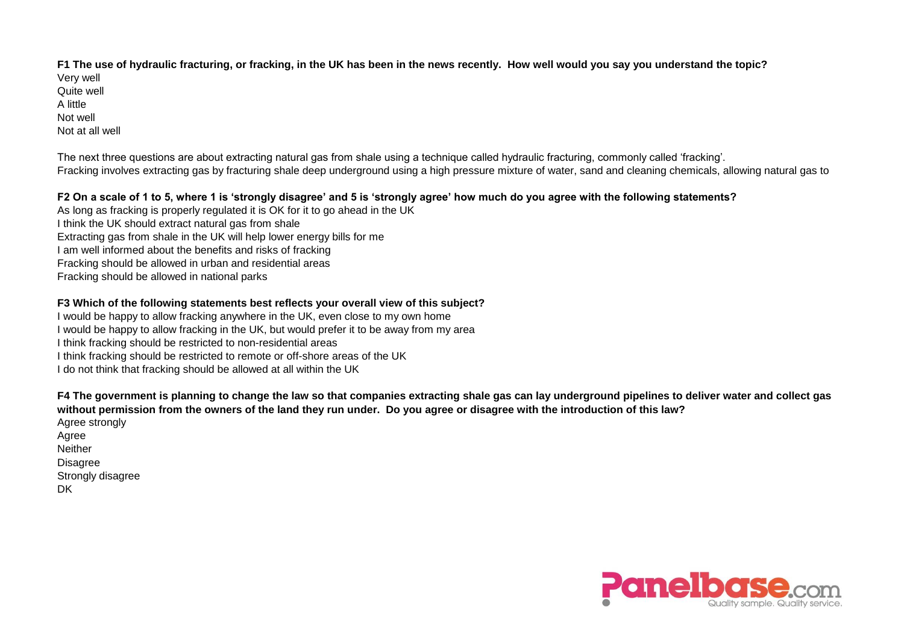**F1 The use of hydraulic fracturing, or fracking, in the UK has been in the news recently. How well would you say you understand the topic?**

Very well
Quite well
A little
Not well
Not at all well

The next three questions are about extracting natural gas from shale using a technique called hydraulic fracturing, commonly called 'fracking'.
Fracking involves extracting gas by fracturing shale deep underground using a high pressure mixture of water, sand and cleaning chemicals, allowing natural gas to

**F2 On a scale of 1 to 5, where 1 is 'strongly disagree' and 5 is 'strongly agree' how much do you agree with the following statements?**

As long as fracking is properly regulated it is OK for it to go ahead in the UK
I think the UK should extract natural gas from shale
Extracting gas from shale in the UK will help lower energy bills for me
I am well informed about the benefits and risks of fracking
Fracking should be allowed in urban and residential areas
Fracking should be allowed in national parks

**F3 Which of the following statements best reflects your overall view of this subject?**

I would be happy to allow fracking anywhere in the UK, even close to my own home
I would be happy to allow fracking in the UK, but would prefer it to be away from my area
I think fracking should be restricted to non-residential areas
I think fracking should be restricted to remote or off-shore areas of the UK
I do not think that fracking should be allowed at all within the UK

**F4 The government is planning to change the law so that companies extracting shale gas can lay underground pipelines to deliver water and collect gas without permission from the owners of the land they run under. Do you agree or disagree with the introduction of this law?**

Agree strongly
Agree
Neither
Disagree
Strongly disagree
DK